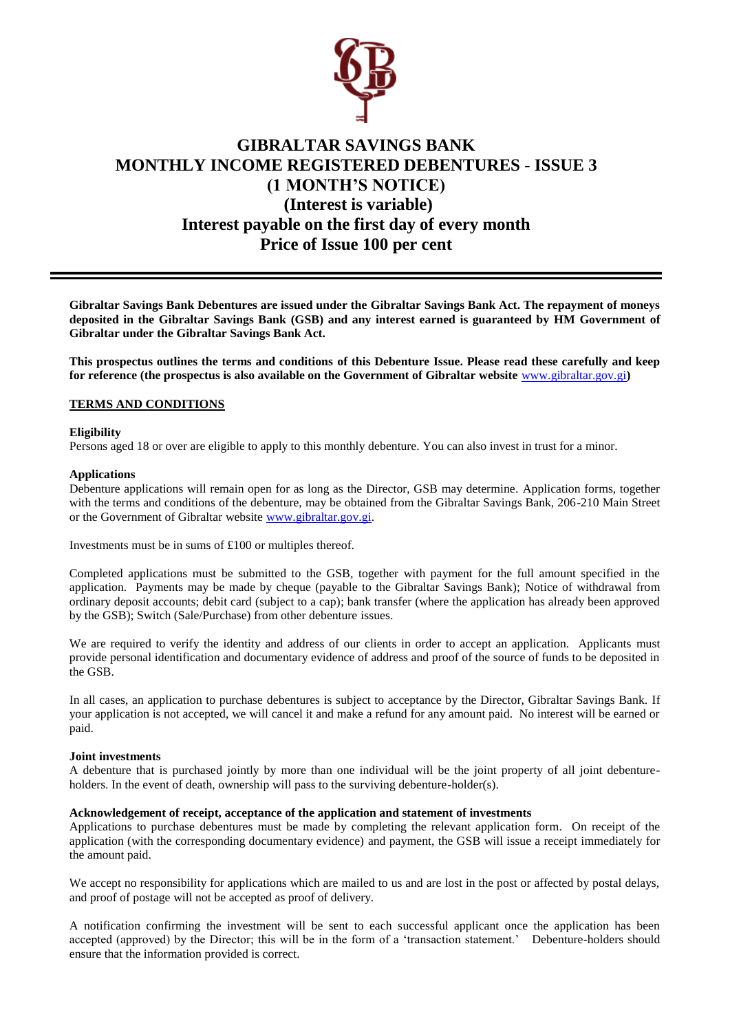# GIBRALTAR SAVINGS BANK
# MONTHLY INCOME REGISTERED DEBENTURES - ISSUE 3
# (1 MONTH'S NOTICE)
# (Interest is variable)
# Interest payable on the first day of every month
# Price of Issue 100 per cent

---

**Gibraltar Savings Bank Debentures are issued under the Gibraltar Savings Bank Act. The repayment of moneys deposited in the Gibraltar Savings Bank (GSB) and any interest earned is guaranteed by HM Government of Gibraltar under the Gibraltar Savings Bank Act.**

**This prospectus outlines the terms and conditions of this Debenture Issue. Please read these carefully and keep for reference (the prospectus is also available on the Government of Gibraltar website [www.gibraltar.gov.gi](http://www.gibraltar.gov.gi))**

## TERMS AND CONDITIONS

### Eligibility

Persons aged 18 or over are eligible to apply to this monthly debenture. You can also invest in trust for a minor.

### Applications

Debenture applications will remain open for as long as the Director, GSB may determine. Application forms, together with the terms and conditions of the debenture, may be obtained from the Gibraltar Savings Bank, 206-210 Main Street or the Government of Gibraltar website [www.gibraltar.gov.gi](http://www.gibraltar.gov.gi).

Investments must be in sums of £100 or multiples thereof.

Completed applications must be submitted to the GSB, together with payment for the full amount specified in the application. Payments may be made by cheque (payable to the Gibraltar Savings Bank); Notice of withdrawal from ordinary deposit accounts; debit card (subject to a cap); bank transfer (where the application has already been approved by the GSB); Switch (Sale/Purchase) from other debenture issues.

We are required to verify the identity and address of our clients in order to accept an application. Applicants must provide personal identification and documentary evidence of address and proof of the source of funds to be deposited in the GSB.

In all cases, an application to purchase debentures is subject to acceptance by the Director, Gibraltar Savings Bank. If your application is not accepted, we will cancel it and make a refund for any amount paid. No interest will be earned or paid.

### Joint investments

A debenture that is purchased jointly by more than one individual will be the joint property of all joint debenture-holders. In the event of death, ownership will pass to the surviving debenture-holder(s).

### Acknowledgement of receipt, acceptance of the application and statement of investments

Applications to purchase debentures must be made by completing the relevant application form. On receipt of the application (with the corresponding documentary evidence) and payment, the GSB will issue a receipt immediately for the amount paid.

We accept no responsibility for applications which are mailed to us and are lost in the post or affected by postal delays, and proof of postage will not be accepted as proof of delivery.

A notification confirming the investment will be sent to each successful applicant once the application has been accepted (approved) by the Director; this will be in the form of a 'transaction statement.' Debenture-holders should ensure that the information provided is correct.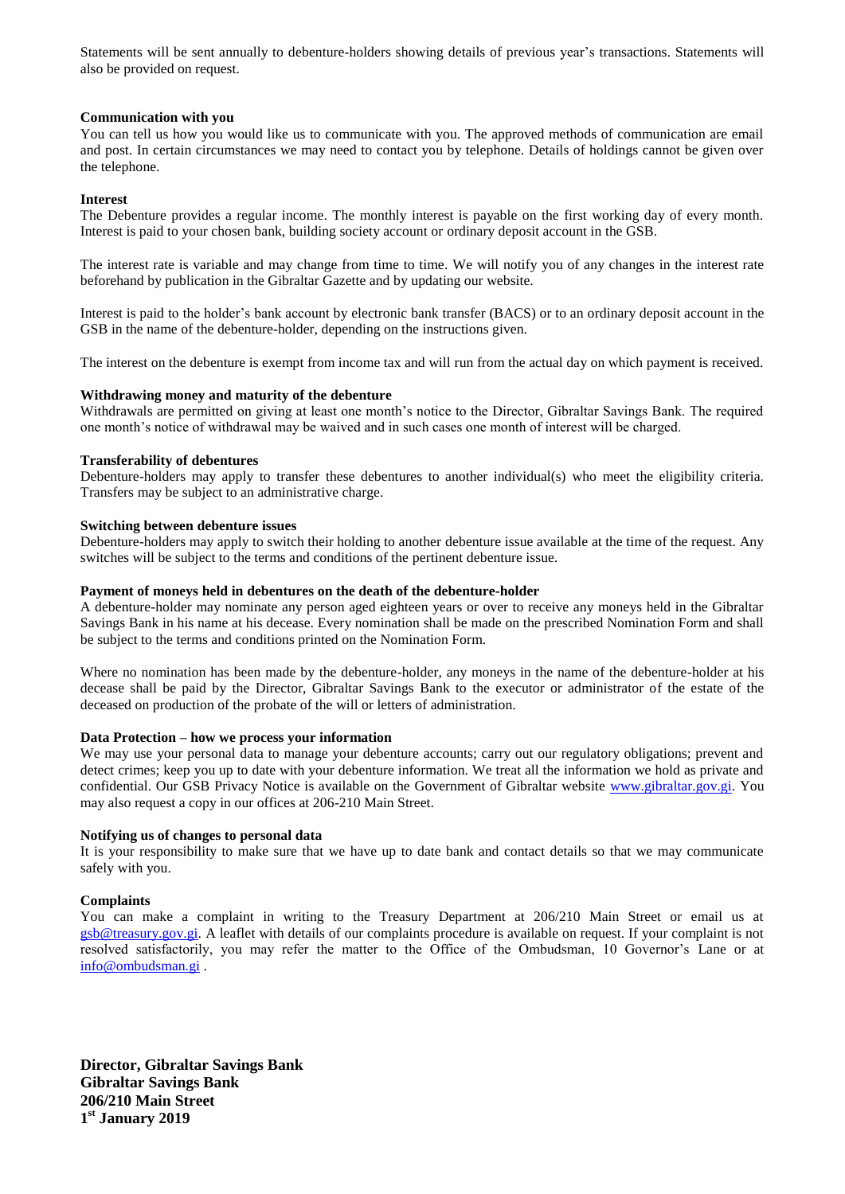Statements will be sent annually to debenture-holders showing details of previous year's transactions. Statements will also be provided on request.

**Communication with you**

You can tell us how you would like us to communicate with you. The approved methods of communication are email and post. In certain circumstances we may need to contact you by telephone. Details of holdings cannot be given over the telephone.

**Interest**

The Debenture provides a regular income. The monthly interest is payable on the first working day of every month. Interest is paid to your chosen bank, building society account or ordinary deposit account in the GSB.

The interest rate is variable and may change from time to time. We will notify you of any changes in the interest rate beforehand by publication in the Gibraltar Gazette and by updating our website.

Interest is paid to the holder's bank account by electronic bank transfer (BACS) or to an ordinary deposit account in the GSB in the name of the debenture-holder, depending on the instructions given.

The interest on the debenture is exempt from income tax and will run from the actual day on which payment is received.

**Withdrawing money and maturity of the debenture**

Withdrawals are permitted on giving at least one month's notice to the Director, Gibraltar Savings Bank. The required one month's notice of withdrawal may be waived and in such cases one month of interest will be charged.

**Transferability of debentures**

Debenture-holders may apply to transfer these debentures to another individual(s) who meet the eligibility criteria. Transfers may be subject to an administrative charge.

**Switching between debenture issues**

Debenture-holders may apply to switch their holding to another debenture issue available at the time of the request. Any switches will be subject to the terms and conditions of the pertinent debenture issue.

**Payment of moneys held in debentures on the death of the debenture-holder**

A debenture-holder may nominate any person aged eighteen years or over to receive any moneys held in the Gibraltar Savings Bank in his name at his decease. Every nomination shall be made on the prescribed Nomination Form and shall be subject to the terms and conditions printed on the Nomination Form.

Where no nomination has been made by the debenture-holder, any moneys in the name of the debenture-holder at his decease shall be paid by the Director, Gibraltar Savings Bank to the executor or administrator of the estate of the deceased on production of the probate of the will or letters of administration.

**Data Protection – how we process your information**

We may use your personal data to manage your debenture accounts; carry out our regulatory obligations; prevent and detect crimes; keep you up to date with your debenture information. We treat all the information we hold as private and confidential. Our GSB Privacy Notice is available on the Government of Gibraltar website www.gibraltar.gov.gi. You may also request a copy in our offices at 206-210 Main Street.

**Notifying us of changes to personal data**

It is your responsibility to make sure that we have up to date bank and contact details so that we may communicate safely with you.

**Complaints**

You can make a complaint in writing to the Treasury Department at 206/210 Main Street or email us at gsb@treasury.gov.gi. A leaflet with details of our complaints procedure is available on request. If your complaint is not resolved satisfactorily, you may refer the matter to the Office of the Ombudsman, 10 Governor's Lane or at info@ombudsman.gi .

**Director, Gibraltar Savings Bank**
**Gibraltar Savings Bank**
**206/210 Main Street**
**1st January 2019**